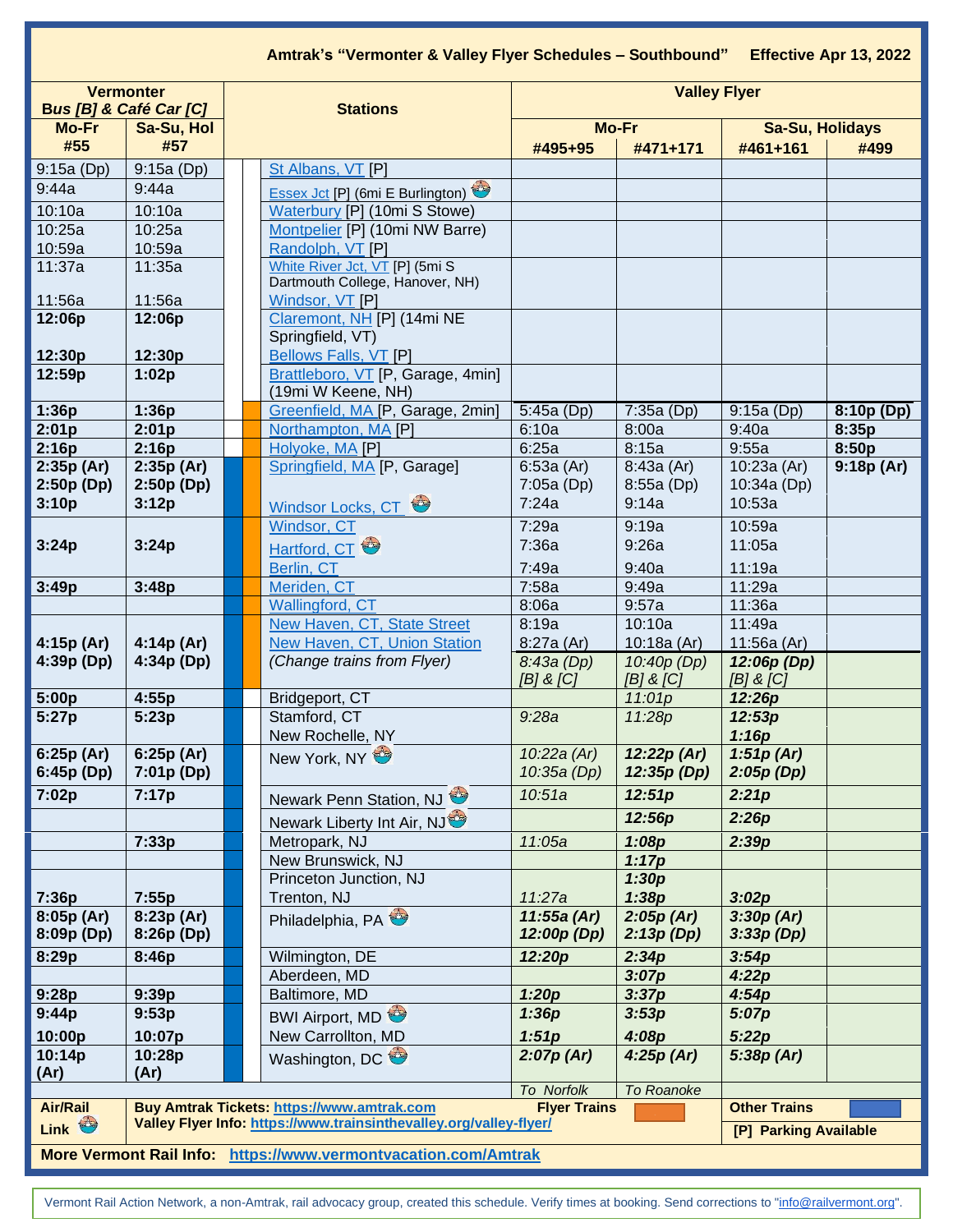# Amtrak's "Vermonter & Valley Flyer Schedules – Southbound"  Effective Apr 13, 2022

| Vermonter Bus [B] & Café Car [C] | | Stations | Valley Flyer | | | |
|---|---|---|---|---|---|---|
| Mo-Fr | Sa-Su, Hol | | Mo-Fr | | Sa-Su, Holidays | |
| #55 | #57 | | #495+95 | #471+171 | #461+161 | #499 |
| 9:15a (Dp) | 9:15a (Dp) | St Albans, VT [P] | | | | |
| 9:44a | 9:44a | Essex Jct [P] (6mi E Burlington) | | | | |
| 10:10a | 10:10a | Waterbury [P] (10mi S Stowe) | | | | |
| 10:25a | 10:25a | Montpelier [P] (10mi NW Barre) | | | | |
| 10:59a | 10:59a | Randolph, VT [P] | | | | |
| 11:37a | 11:35a | White River Jct, VT [P] (5mi S Dartmouth College, Hanover, NH) | | | | |
| 11:56a | 11:56a | Windsor, VT [P] | | | | |
| **12:06p** | **12:06p** | Claremont, NH [P] (14mi NE Springfield, VT) | | | | |
| **12:30p** | **12:30p** | Bellows Falls, VT [P] | | | | |
| **12:59p** | **1:02p** | Brattleboro, VT [P, Garage, 4min] (19mi W Keene, NH) | | | | |
| **1:36p** | **1:36p** | Greenfield, MA [P, Garage, 2min] | 5:45a (Dp) | 7:35a (Dp) | 9:15a (Dp) | **8:10p (Dp)** |
| **2:01p** | **2:01p** | Northampton, MA [P] | 6:10a | 8:00a | 9:40a | **8:35p** |
| **2:16p** | **2:16p** | Holyoke, MA [P] | 6:25a | 8:15a | 9:55a | **8:50p** |
| **2:35p (Ar)** **2:50p (Dp)** | **2:35p (Ar)** **2:50p (Dp)** | Springfield, MA [P, Garage] | 6:53a (Ar) 7:05a (Dp) | 8:43a (Ar) 8:55a (Dp) | 10:23a (Ar) 10:34a (Dp) | **9:18p (Ar)** |
| **3:10p** | **3:12p** | Windsor Locks, CT | 7:24a | 9:14a | 10:53a | |
| | | Windsor, CT | 7:29a | 9:19a | 10:59a | |
| **3:24p** | **3:24p** | Hartford, CT | 7:36a | 9:26a | 11:05a | |
| | | Berlin, CT | 7:49a | 9:40a | 11:19a | |
| **3:49p** | **3:48p** | Meriden, CT | 7:58a | 9:49a | 11:29a | |
| | | Wallingford, CT | 8:06a | 9:57a | 11:36a | |
| | | New Haven, CT, State Street | 8:19a | 10:10a | 11:49a | |
| **4:15p (Ar)** | **4:14p (Ar)** | New Haven, CT, Union Station | 8:27a (Ar) | 10:18a (Ar) | 11:56a (Ar) | |
| **4:39p (Dp)** | **4:34p (Dp)** | *(Change trains from Flyer)* | *8:43a (Dp) [B] & [C]* | *10:40p (Dp) [B] & [C]* | ***12:06p (Dp)** [B] & [C]* | |
| **5:00p** | **4:55p** | Bridgeport, CT | | *11:01p* | ***12:26p*** | |
| **5:27p** | **5:23p** | Stamford, CT | *9:28a* | *11:28p* | ***12:53p*** | |
| | | New Rochelle, NY | | | ***1:16p*** | |
| **6:25p (Ar)** **6:45p (Dp)** | **6:25p (Ar)** **7:01p (Dp)** | New York, NY | *10:22a (Ar) 10:35a (Dp)* | ***12:22p (Ar) 12:35p (Dp)*** | ***1:51p (Ar) 2:05p (Dp)*** | |
| **7:02p** | **7:17p** | Newark Penn Station, NJ | *10:51a* | ***12:51p*** | ***2:21p*** | |
| | | Newark Liberty Int Air, NJ | | ***12:56p*** | ***2:26p*** | |
| | **7:33p** | Metropark, NJ | *11:05a* | ***1:08p*** | ***2:39p*** | |
| | | New Brunswick, NJ | | ***1:17p*** | | |
| | | Princeton Junction, NJ | | ***1:30p*** | | |
| **7:36p** | **7:55p** | Trenton, NJ | *11:27a* | ***1:38p*** | ***3:02p*** | |
| **8:05p (Ar)** **8:09p (Dp)** | **8:23p (Ar)** **8:26p (Dp)** | Philadelphia, PA | ***11:55a (Ar) 12:00p (Dp)*** | ***2:05p (Ar) 2:13p (Dp)*** | ***3:30p (Ar) 3:33p (Dp)*** | |
| **8:29p** | **8:46p** | Wilmington, DE | ***12:20p*** | ***2:34p*** | ***3:54p*** | |
| | | Aberdeen, MD | | ***3:07p*** | ***4:22p*** | |
| **9:28p** | **9:39p** | Baltimore, MD | ***1:20p*** | ***3:37p*** | ***4:54p*** | |
| **9:44p** | **9:53p** | BWI Airport, MD | ***1:36p*** | ***3:53p*** | ***5:07p*** | |
| **10:00p** | **10:07p** | New Carrollton, MD | ***1:51p*** | ***4:08p*** | ***5:22p*** | |
| **10:14p (Ar)** | **10:28p (Ar)** | Washington, DC | ***2:07p (Ar)*** | ***4:25p (Ar)*** | ***5:38p (Ar)*** | |
| | | | *To Norfolk* | *To Roanoke* | | |

**Air/Rail Link**

**Buy Amtrak Tickets: https://www.amtrak.com**
**Valley Flyer Info: https://www.trainsinthevalley.org/valley-flyer/**

**Flyer Trains** (orange) | **Other Trains** (blue)

**[P] Parking Available**

**More Vermont Rail Info: https://www.vermontvacation.com/Amtrak**

Vermont Rail Action Network, a non-Amtrak, rail advocacy group, created this schedule. Verify times at booking. Send corrections to "info@railvermont.org".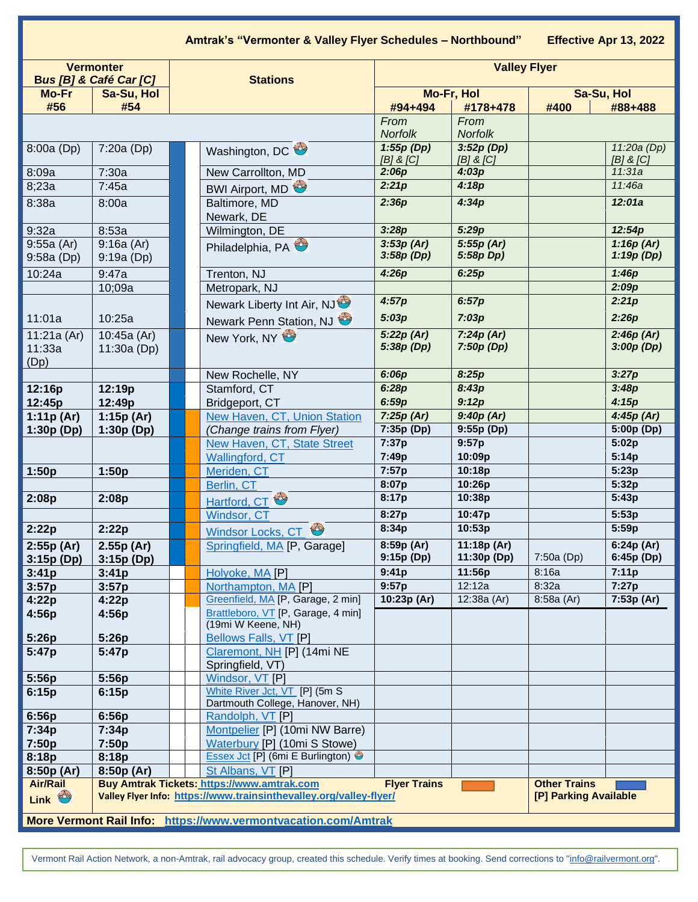## Amtrak's "Vermonter & Valley Flyer Schedules – Northbound"    Effective Apr 13, 2022

| Vermonter Bus [B] & Café Car [C] | | Stations | Valley Flyer | | | |
|---|---|---|---|---|---|---|
| Mo-Fr | Sa-Su, Hol | | Mo-Fr, Hol | | Sa-Su, Hol | |
| #56 | #54 | | #94+494 | #178+478 | #400 | #88+488 |
| | | | *From Norfolk* | *From Norfolk* | | |
| 8:00a (Dp) | 7:20a (Dp) | Washington, DC | ***1:55p (Dp) [B] & [C]*** | ***3:52p (Dp) [B] & [C]*** | | *11:20a (Dp) [B] & [C]* |
| 8:09a | 7:30a | New Carrollton, MD | ***2:06p*** | ***4:03p*** | | *11:31a* |
| 8;23a | 7:45a | BWI Airport, MD | ***2:21p*** | ***4:18p*** | | *11:46a* |
| 8:38a | 8:00a | Baltimore, MD | ***2:36p*** | ***4:34p*** | | ***12:01a*** |
| | | Newark, DE | | | | |
| 9:32a | 8:53a | Wilmington, DE | ***3:28p*** | ***5:29p*** | | ***12:54p*** |
| 9:55a (Ar) 9:58a (Dp) | 9:16a (Ar) 9:19a (Dp) | Philadelphia, PA | ***3:53p (Ar) 3:58p (Dp)*** | ***5:55p (Ar) 5:58p Dp)*** | | ***1:16p (Ar) 1:19p (Dp)*** |
| 10:24a | 9:47a | Trenton, NJ | ***4:26p*** | ***6:25p*** | | ***1:46p*** |
| | 10;09a | Metropark, NJ | | | | ***2:09p*** |
| | | Newark Liberty Int Air, NJ | ***4:57p*** | ***6:57p*** | | ***2:21p*** |
| 11:01a | 10:25a | Newark Penn Station, NJ | ***5:03p*** | ***7:03p*** | | ***2:26p*** |
| 11:21a (Ar) 11:33a (Dp) | 10:45a (Ar) 11:30a (Dp) | New York, NY | ***5:22p (Ar) 5:38p (Dp)*** | ***7:24p (Ar) 7:50p (Dp)*** | | ***2:46p (Ar) 3:00p (Dp)*** |
| | | New Rochelle, NY | ***6:06p*** | ***8:25p*** | | ***3:27p*** |
| **12:16p** | **12:19p** | Stamford, CT | ***6:28p*** | ***8:43p*** | | ***3:48p*** |
| **12:45p** | **12:49p** | Bridgeport, CT | ***6:59p*** | ***9:12p*** | | ***4:15p*** |
| **1:11p (Ar)** | **1:15p (Ar)** | New Haven, CT, Union Station | ***7:25p (Ar)*** | ***9:40p (Ar)*** | | ***4:45p (Ar)*** |
| **1:30p (Dp)** | **1:30p (Dp)** | *(Change trains from Flyer)* | **7:35p (Dp)** | **9:55p (Dp)** | | **5:00p (Dp)** |
| | | New Haven, CT, State Street | **7:37p** | **9:57p** | | **5:02p** |
| | | Wallingford, CT | **7:49p** | **10:09p** | | **5:14p** |
| **1:50p** | **1:50p** | Meriden, CT | **7:57p** | **10:18p** | | **5:23p** |
| | | Berlin, CT | **8:07p** | **10:26p** | | **5:32p** |
| **2:08p** | **2:08p** | Hartford, CT | **8:17p** | **10:38p** | | **5:43p** |
| | | Windsor, CT | **8:27p** | **10:47p** | | **5:53p** |
| **2:22p** | **2:22p** | Windsor Locks, CT | **8:34p** | **10:53p** | | **5:59p** |
| **2:55p (Ar) 3:15p (Dp)** | **2.55p (Ar) 3:15p (Dp)** | Springfield, MA [P, Garage] | **8:59p (Ar) 9:15p (Dp)** | **11:18p (Ar) 11:30p (Dp)** | 7:50a (Dp) | **6:24p (Ar) 6:45p (Dp)** |
| **3:41p** | **3:41p** | Holyoke, MA [P] | **9:41p** | **11:56p** | 8:16a | **7:11p** |
| **3:57p** | **3:57p** | Northampton, MA [P] | **9:57p** | 12:12a | 8:32a | **7:27p** |
| **4:22p** | **4:22p** | Greenfield, MA [P, Garage, 2 min] | **10:23p (Ar)** | 12:38a (Ar) | 8:58a (Ar) | **7:53p (Ar)** |
| **4:56p** | **4:56p** | Brattleboro, VT [P, Garage, 4 min] (19mi W Keene, NH) | | | | |
| **5:26p** | **5:26p** | Bellows Falls, VT [P] | | | | |
| **5:47p** | **5:47p** | Claremont, NH [P] (14mi NE Springfield, VT) | | | | |
| **5:56p** | **5:56p** | Windsor, VT [P] | | | | |
| **6:15p** | **6:15p** | White River Jct, VT [P] (5m S Dartmouth College, Hanover, NH) | | | | |
| **6:56p** | **6:56p** | Randolph, VT [P] | | | | |
| **7:34p** | **7:34p** | Montpelier [P] (10mi NW Barre) | | | | |
| **7:50p** | **7:50p** | Waterbury [P] (10mi S Stowe) | | | | |
| **8:18p** | **8:18p** | Essex Jct [P] (6mi E Burlington) | | | | |
| **8:50p (Ar)** | **8:50p (Ar)** | St Albans, VT [P] | | | | |

**Air/Rail Link**

**Buy Amtrak Tickets: https://www.amtrak.com**

**Valley Flyer Info: https://www.trainsinthevalley.org/valley-flyer/**

**Flyer Trains** (orange) **Other Trains** (blue)

**[P] Parking Available**

**More Vermont Rail Info: https://www.vermontvacation.com/Amtrak**

Vermont Rail Action Network, a non-Amtrak, rail advocacy group, created this schedule. Verify times at booking. Send corrections to "info@railvermont.org".